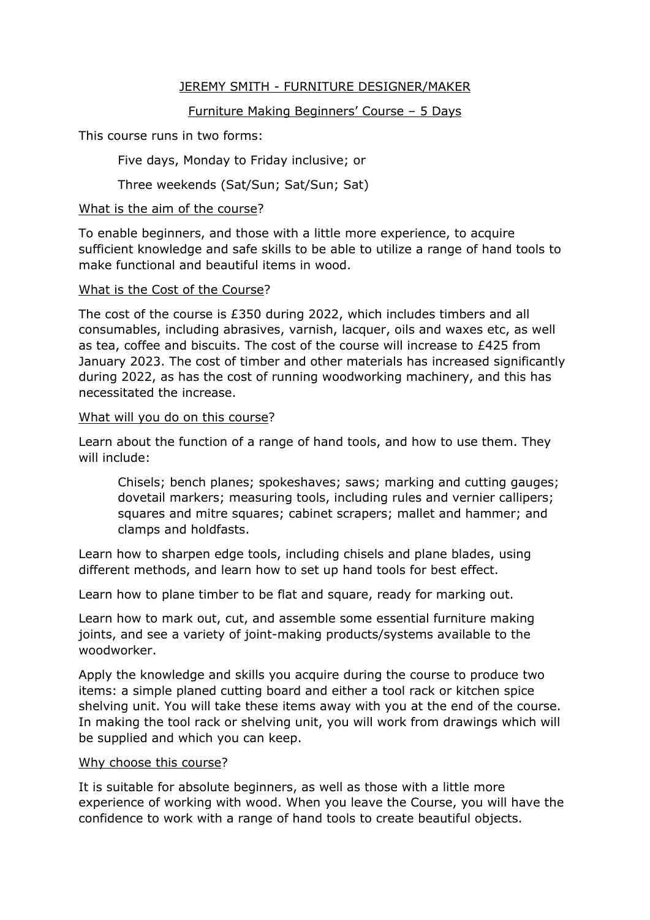## JEREMY SMITH - FURNITURE DESIGNER/MAKER

### Furniture Making Beginners' Course – 5 Days

This course runs in two forms:

> Five days, Monday to Friday inclusive; or
>
> Three weekends (Sat/Sun; Sat/Sun; Sat)

What is the aim of the course?

To enable beginners, and those with a little more experience, to acquire sufficient knowledge and safe skills to be able to utilize a range of hand tools to make functional and beautiful items in wood.

What is the Cost of the Course?

The cost of the course is £350 during 2022, which includes timbers and all consumables, including abrasives, varnish, lacquer, oils and waxes etc, as well as tea, coffee and biscuits. The cost of the course will increase to £425 from January 2023. The cost of timber and other materials has increased significantly during 2022, as has the cost of running woodworking machinery, and this has necessitated the increase.

What will you do on this course?

Learn about the function of a range of hand tools, and how to use them. They will include:

> Chisels; bench planes; spokeshaves; saws; marking and cutting gauges; dovetail markers; measuring tools, including rules and vernier callipers; squares and mitre squares; cabinet scrapers; mallet and hammer; and clamps and holdfasts.

Learn how to sharpen edge tools, including chisels and plane blades, using different methods, and learn how to set up hand tools for best effect.

Learn how to plane timber to be flat and square, ready for marking out.

Learn how to mark out, cut, and assemble some essential furniture making joints, and see a variety of joint-making products/systems available to the woodworker.

Apply the knowledge and skills you acquire during the course to produce two items: a simple planed cutting board and either a tool rack or kitchen spice shelving unit. You will take these items away with you at the end of the course. In making the tool rack or shelving unit, you will work from drawings which will be supplied and which you can keep.

Why choose this course?

It is suitable for absolute beginners, as well as those with a little more experience of working with wood. When you leave the Course, you will have the confidence to work with a range of hand tools to create beautiful objects.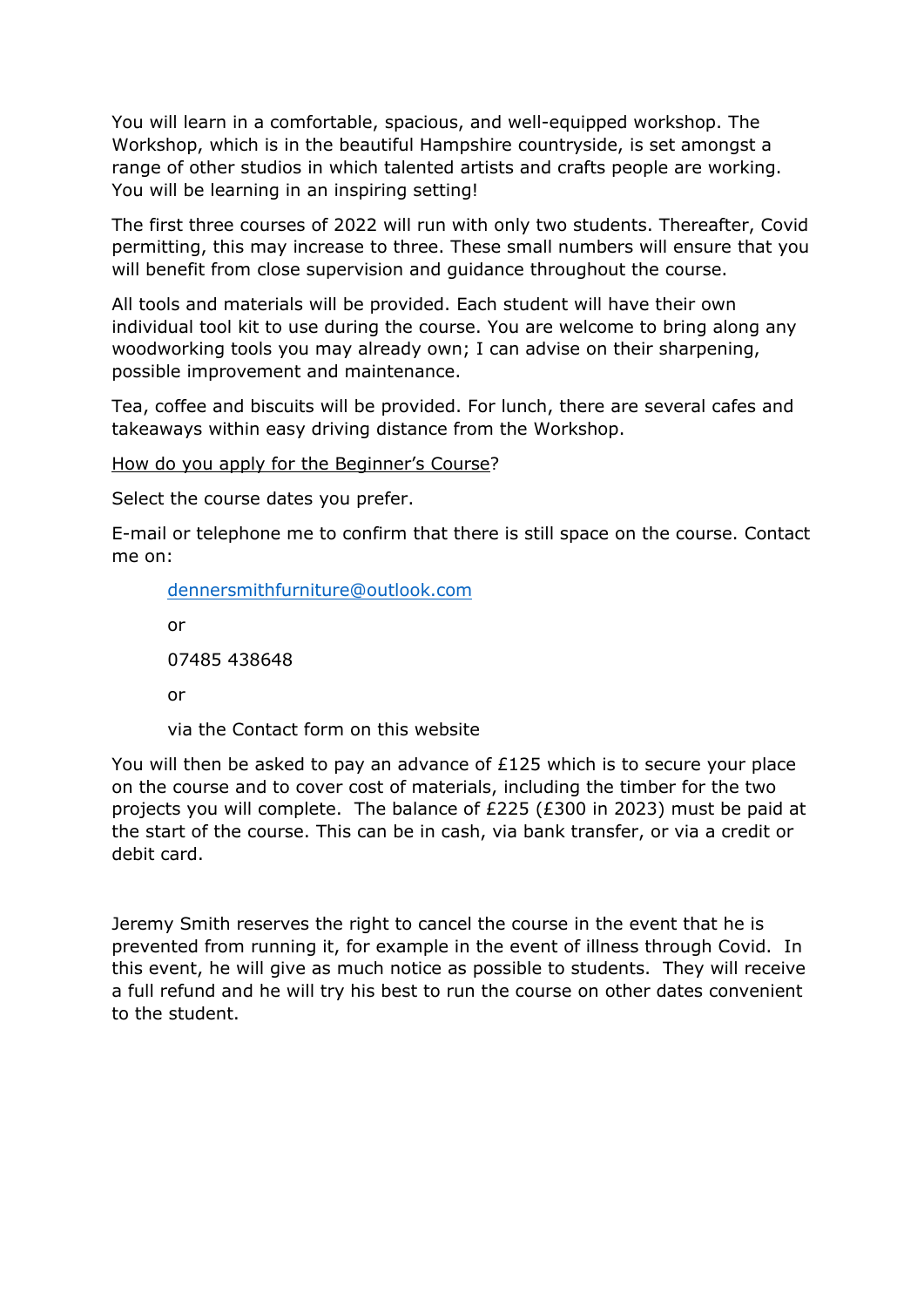You will learn in a comfortable, spacious, and well-equipped workshop. The Workshop, which is in the beautiful Hampshire countryside, is set amongst a range of other studios in which talented artists and crafts people are working. You will be learning in an inspiring setting!

The first three courses of 2022 will run with only two students. Thereafter, Covid permitting, this may increase to three. These small numbers will ensure that you will benefit from close supervision and guidance throughout the course.

All tools and materials will be provided. Each student will have their own individual tool kit to use during the course. You are welcome to bring along any woodworking tools you may already own; I can advise on their sharpening, possible improvement and maintenance.

Tea, coffee and biscuits will be provided. For lunch, there are several cafes and takeaways within easy driving distance from the Workshop.

<u>How do you apply for the Beginner's Course</u>?

Select the course dates you prefer.

E-mail or telephone me to confirm that there is still space on the course. Contact me on:

> dennersmithfurniture@outlook.com
>
> or
>
> 07485 438648
>
> or
>
> via the Contact form on this website

You will then be asked to pay an advance of £125 which is to secure your place on the course and to cover cost of materials, including the timber for the two projects you will complete. The balance of £225 (£300 in 2023) must be paid at the start of the course. This can be in cash, via bank transfer, or via a credit or debit card.

Jeremy Smith reserves the right to cancel the course in the event that he is prevented from running it, for example in the event of illness through Covid. In this event, he will give as much notice as possible to students. They will receive a full refund and he will try his best to run the course on other dates convenient to the student.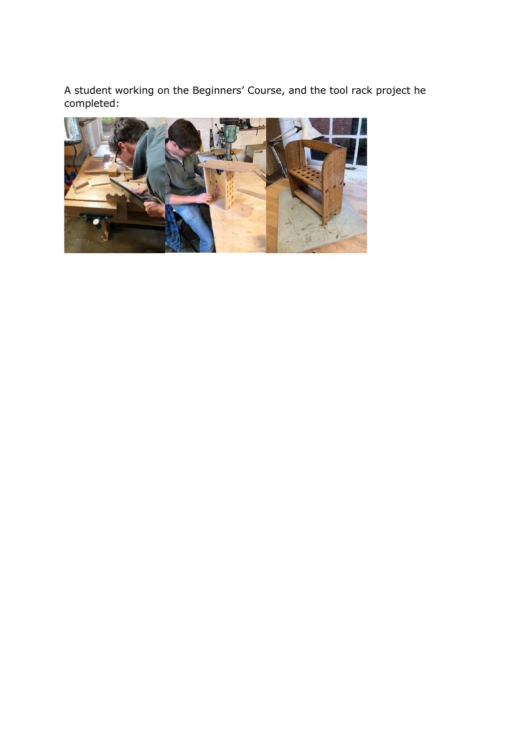A student working on the Beginners' Course, and the tool rack project he completed: